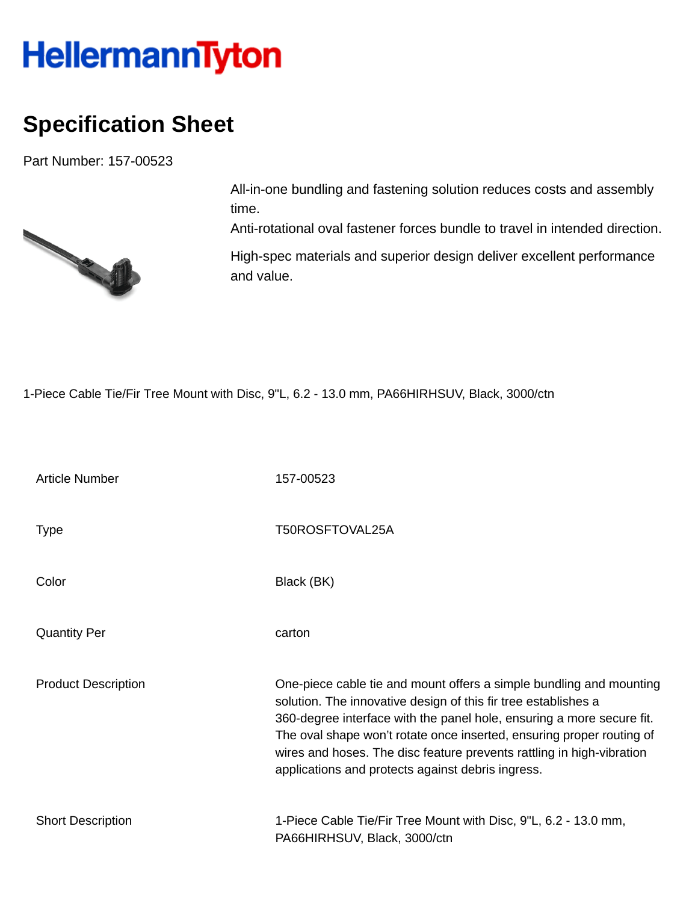# HellermannTyton

## Specification Sheet

Part Number: 157-00523

All-in-one bundling and fastening solution reduces costs and assembly time.
Anti-rotational oval fastener forces bundle to travel in intended direction.

High-spec materials and superior design deliver excellent performance and value.

1-Piece Cable Tie/Fir Tree Mount with Disc, 9"L, 6.2 - 13.0 mm, PA66HIRHSUV, Black, 3000/ctn

| | |
|---|---|
| Article Number | 157-00523 |
| Type | T50ROSFTOVAL25A |
| Color | Black (BK) |
| Quantity Per | carton |
| Product Description | One-piece cable tie and mount offers a simple bundling and mounting solution. The innovative design of this fir tree establishes a 360-degree interface with the panel hole, ensuring a more secure fit. The oval shape won't rotate once inserted, ensuring proper routing of wires and hoses. The disc feature prevents rattling in high-vibration applications and protects against debris ingress. |
| Short Description | 1-Piece Cable Tie/Fir Tree Mount with Disc, 9"L, 6.2 - 13.0 mm, PA66HIRHSUV, Black, 3000/ctn |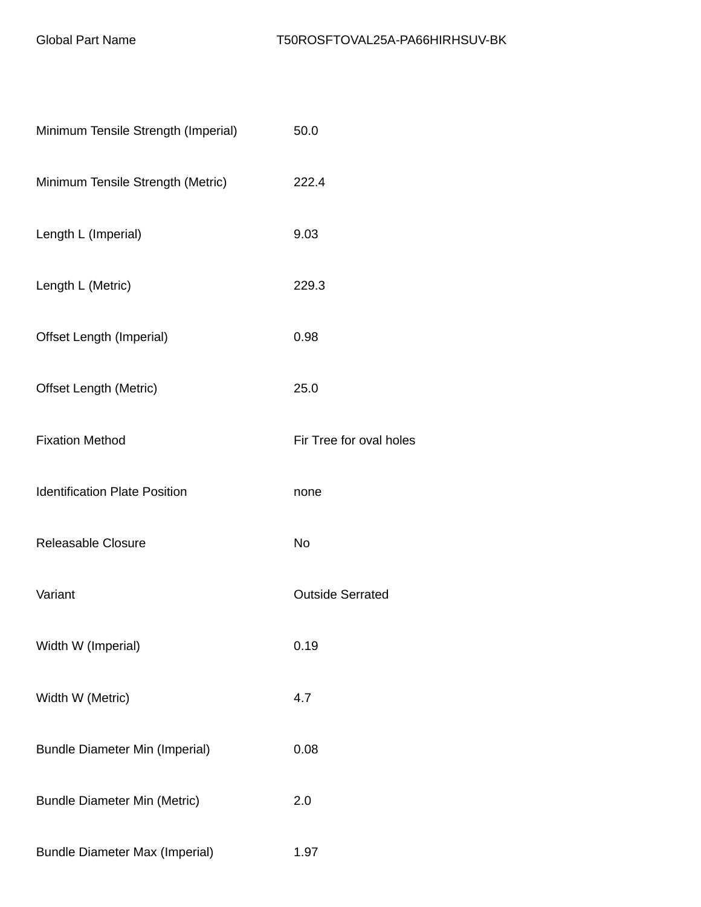| Global Part Name | T50ROSFTOVAL25A-PA66HIRHSUV-BK |
| --- | --- |
| Minimum Tensile Strength (Imperial) | 50.0 |
| Minimum Tensile Strength (Metric) | 222.4 |
| Length L (Imperial) | 9.03 |
| Length L (Metric) | 229.3 |
| Offset Length (Imperial) | 0.98 |
| Offset Length (Metric) | 25.0 |
| Fixation Method | Fir Tree for oval holes |
| Identification Plate Position | none |
| Releasable Closure | No |
| Variant | Outside Serrated |
| Width W (Imperial) | 0.19 |
| Width W (Metric) | 4.7 |
| Bundle Diameter Min (Imperial) | 0.08 |
| Bundle Diameter Min (Metric) | 2.0 |
| Bundle Diameter Max (Imperial) | 1.97 |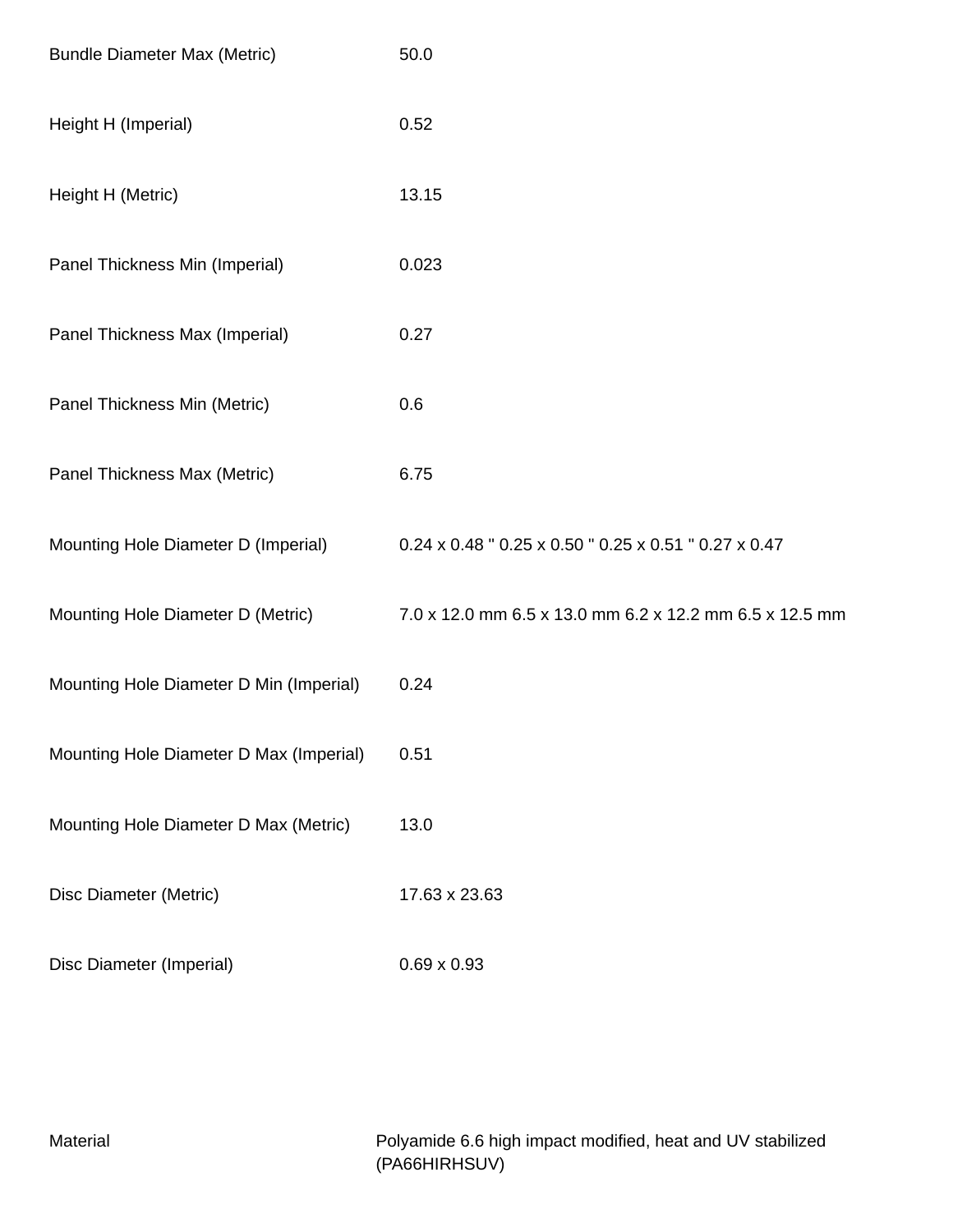| | |
|---|---|
| Bundle Diameter Max (Metric) | 50.0 |
| Height H (Imperial) | 0.52 |
| Height H (Metric) | 13.15 |
| Panel Thickness Min (Imperial) | 0.023 |
| Panel Thickness Max (Imperial) | 0.27 |
| Panel Thickness Min (Metric) | 0.6 |
| Panel Thickness Max (Metric) | 6.75 |
| Mounting Hole Diameter D (Imperial) | 0.24 x 0.48 " 0.25 x 0.50 " 0.25 x 0.51 " 0.27 x 0.47 |
| Mounting Hole Diameter D (Metric) | 7.0 x 12.0 mm 6.5 x 13.0 mm 6.2 x 12.2 mm 6.5 x 12.5 mm |
| Mounting Hole Diameter D Min (Imperial) | 0.24 |
| Mounting Hole Diameter D Max (Imperial) | 0.51 |
| Mounting Hole Diameter D Max (Metric) | 13.0 |
| Disc Diameter (Metric) | 17.63 x 23.63 |
| Disc Diameter (Imperial) | 0.69 x 0.93 |

| | |
|---|---|
| Material | Polyamide 6.6 high impact modified, heat and UV stabilized (PA66HIRHSUV) |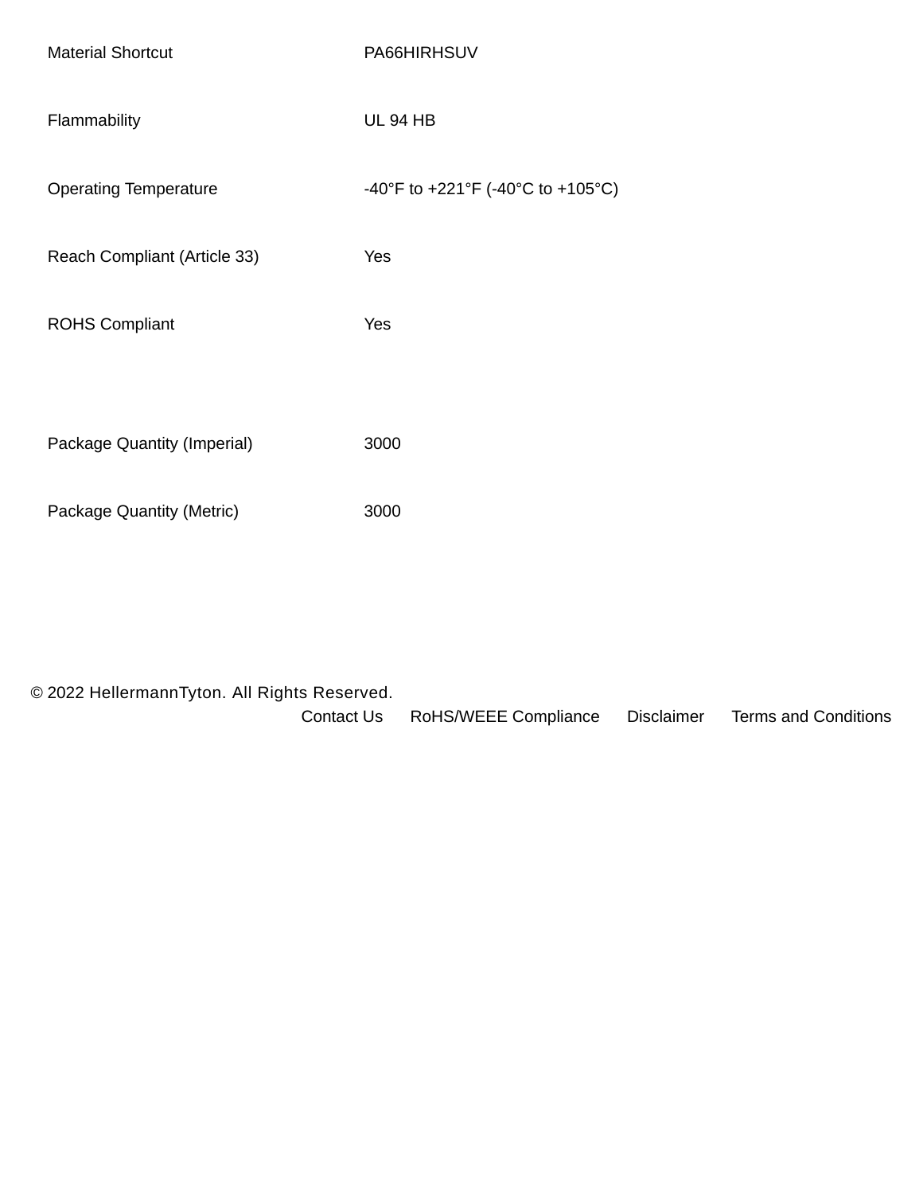| | |
|---|---|
| Material Shortcut | PA66HIRHSUV |
| Flammability | UL 94 HB |
| Operating Temperature | -40°F to +221°F (-40°C to +105°C) |
| Reach Compliant (Article 33) | Yes |
| ROHS Compliant | Yes |

| | |
|---|---|
| Package Quantity (Imperial) | 3000 |
| Package Quantity (Metric) | 3000 |

© 2022 HellermannTyton. All Rights Reserved.

Contact Us RoHS/WEEE Compliance Disclaimer Terms and Conditions